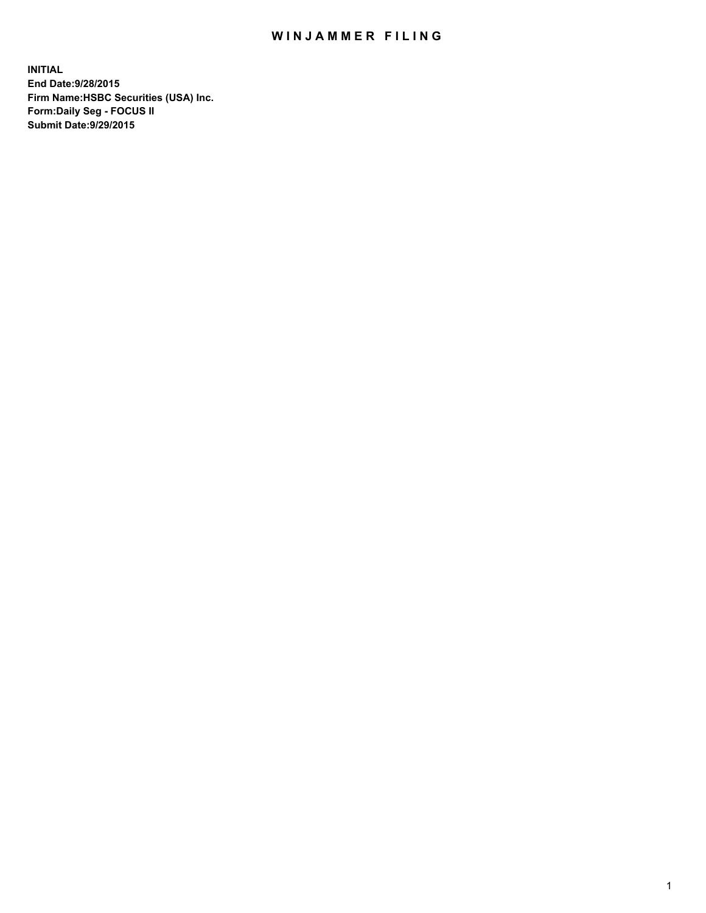# WINJAMMER FILING

**INITIAL**
**End Date:9/28/2015**
**Firm Name:HSBC Securities (USA) Inc.**
**Form:Daily Seg - FOCUS II**
**Submit Date:9/29/2015**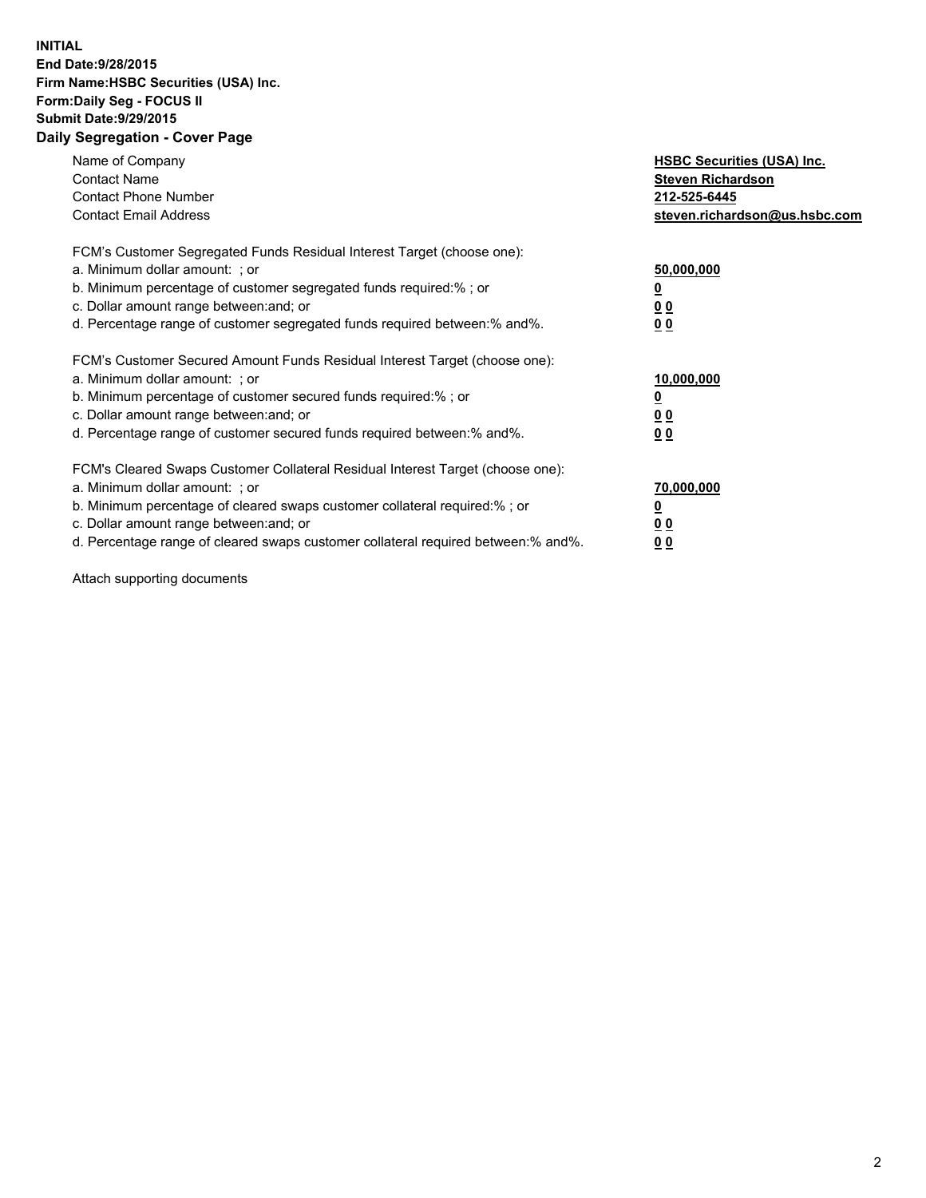**INITIAL**
**End Date:9/28/2015**
**Firm Name:HSBC Securities (USA) Inc.**
**Form:Daily Seg - FOCUS II**
**Submit Date:9/29/2015**

## Daily Segregation - Cover Page

| | |
|---|---|
| Name of Company | **HSBC Securities (USA) Inc.** |
| Contact Name | **Steven Richardson** |
| Contact Phone Number | **212-525-6445** |
| Contact Email Address | **steven.richardson@us.hsbc.com** |

| | |
|---|---|
| FCM's Customer Segregated Funds Residual Interest Target (choose one): | |
| a. Minimum dollar amount: ; or | **50,000,000** |
| b. Minimum percentage of customer segregated funds required:% ; or | **0** |
| c. Dollar amount range between:and; or | **0 0** |
| d. Percentage range of customer segregated funds required between:% and%. | **0 0** |

| | |
|---|---|
| FCM's Customer Secured Amount Funds Residual Interest Target (choose one): | |
| a. Minimum dollar amount: ; or | **10,000,000** |
| b. Minimum percentage of customer secured funds required:% ; or | **0** |
| c. Dollar amount range between:and; or | **0 0** |
| d. Percentage range of customer secured funds required between:% and%. | **0 0** |

| | |
|---|---|
| FCM's Cleared Swaps Customer Collateral Residual Interest Target (choose one): | |
| a. Minimum dollar amount: ; or | **70,000,000** |
| b. Minimum percentage of cleared swaps customer collateral required:% ; or | **0** |
| c. Dollar amount range between:and; or | **0 0** |
| d. Percentage range of cleared swaps customer collateral required between:% and%. | **0 0** |

Attach supporting documents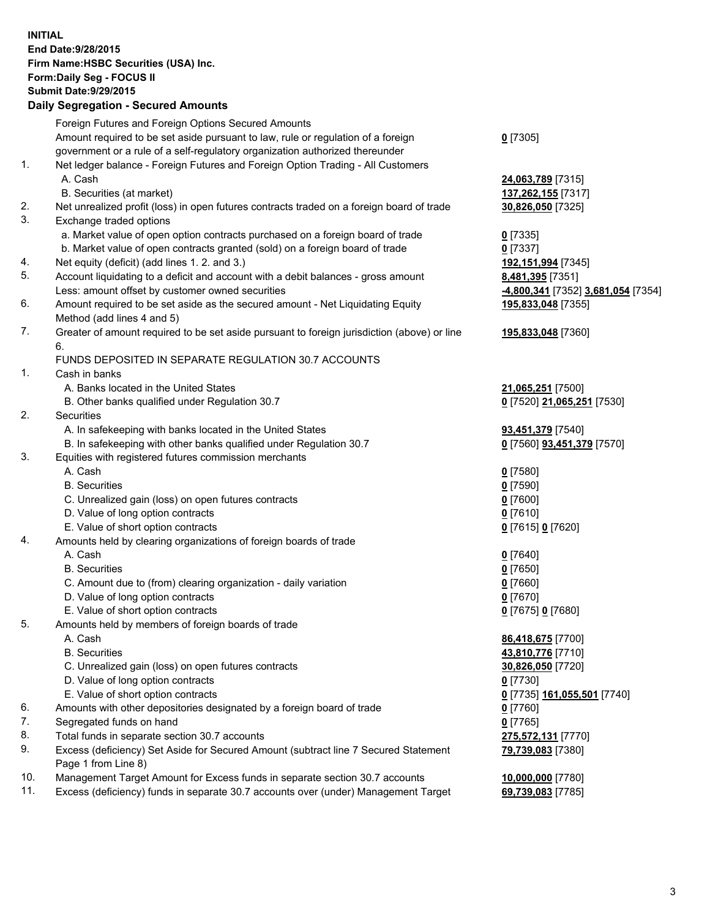**INITIAL**
**End Date:9/28/2015**
**Firm Name:HSBC Securities (USA) Inc.**
**Form:Daily Seg - FOCUS II**
**Submit Date:9/29/2015**

## Daily Segregation - Secured Amounts

| | | |
|---|---|---|
| | Foreign Futures and Foreign Options Secured Amounts | |
| | Amount required to be set aside pursuant to law, rule or regulation of a foreign government or a rule of a self-regulatory organization authorized thereunder | **0** [7305] |
| 1. | Net ledger balance - Foreign Futures and Foreign Option Trading - All Customers | |
| | A. Cash | **24,063,789** [7315] |
| | B. Securities (at market) | **137,262,155** [7317] |
| 2. | Net unrealized profit (loss) in open futures contracts traded on a foreign board of trade | **30,826,050** [7325] |
| 3. | Exchange traded options | |
| | a. Market value of open option contracts purchased on a foreign board of trade | **0** [7335] |
| | b. Market value of open contracts granted (sold) on a foreign board of trade | **0** [7337] |
| 4. | Net equity (deficit) (add lines 1. 2. and 3.) | **192,151,994** [7345] |
| 5. | Account liquidating to a deficit and account with a debit balances - gross amount | **8,481,395** [7351] |
| | Less: amount offset by customer owned securities | **-4,800,341** [7352] **3,681,054** [7354] |
| 6. | Amount required to be set aside as the secured amount - Net Liquidating Equity Method (add lines 4 and 5) | **195,833,048** [7355] |
| 7. | Greater of amount required to be set aside pursuant to foreign jurisdiction (above) or line 6. | **195,833,048** [7360] |
| | FUNDS DEPOSITED IN SEPARATE REGULATION 30.7 ACCOUNTS | |
| 1. | Cash in banks | |
| | A. Banks located in the United States | **21,065,251** [7500] |
| | B. Other banks qualified under Regulation 30.7 | **0** [7520] **21,065,251** [7530] |
| 2. | Securities | |
| | A. In safekeeping with banks located in the United States | **93,451,379** [7540] |
| | B. In safekeeping with other banks qualified under Regulation 30.7 | **0** [7560] **93,451,379** [7570] |
| 3. | Equities with registered futures commission merchants | |
| | A. Cash | **0** [7580] |
| | B. Securities | **0** [7590] |
| | C. Unrealized gain (loss) on open futures contracts | **0** [7600] |
| | D. Value of long option contracts | **0** [7610] |
| | E. Value of short option contracts | **0** [7615] **0** [7620] |
| 4. | Amounts held by clearing organizations of foreign boards of trade | |
| | A. Cash | **0** [7640] |
| | B. Securities | **0** [7650] |
| | C. Amount due to (from) clearing organization - daily variation | **0** [7660] |
| | D. Value of long option contracts | **0** [7670] |
| | E. Value of short option contracts | **0** [7675] **0** [7680] |
| 5. | Amounts held by members of foreign boards of trade | |
| | A. Cash | **86,418,675** [7700] |
| | B. Securities | **43,810,776** [7710] |
| | C. Unrealized gain (loss) on open futures contracts | **30,826,050** [7720] |
| | D. Value of long option contracts | **0** [7730] |
| | E. Value of short option contracts | **0** [7735] **161,055,501** [7740] |
| 6. | Amounts with other depositories designated by a foreign board of trade | **0** [7760] |
| 7. | Segregated funds on hand | **0** [7765] |
| 8. | Total funds in separate section 30.7 accounts | **275,572,131** [7770] |
| 9. | Excess (deficiency) Set Aside for Secured Amount (subtract line 7 Secured Statement Page 1 from Line 8) | **79,739,083** [7380] |
| 10. | Management Target Amount for Excess funds in separate section 30.7 accounts | **10,000,000** [7780] |
| 11. | Excess (deficiency) funds in separate 30.7 accounts over (under) Management Target | **69,739,083** [7785] |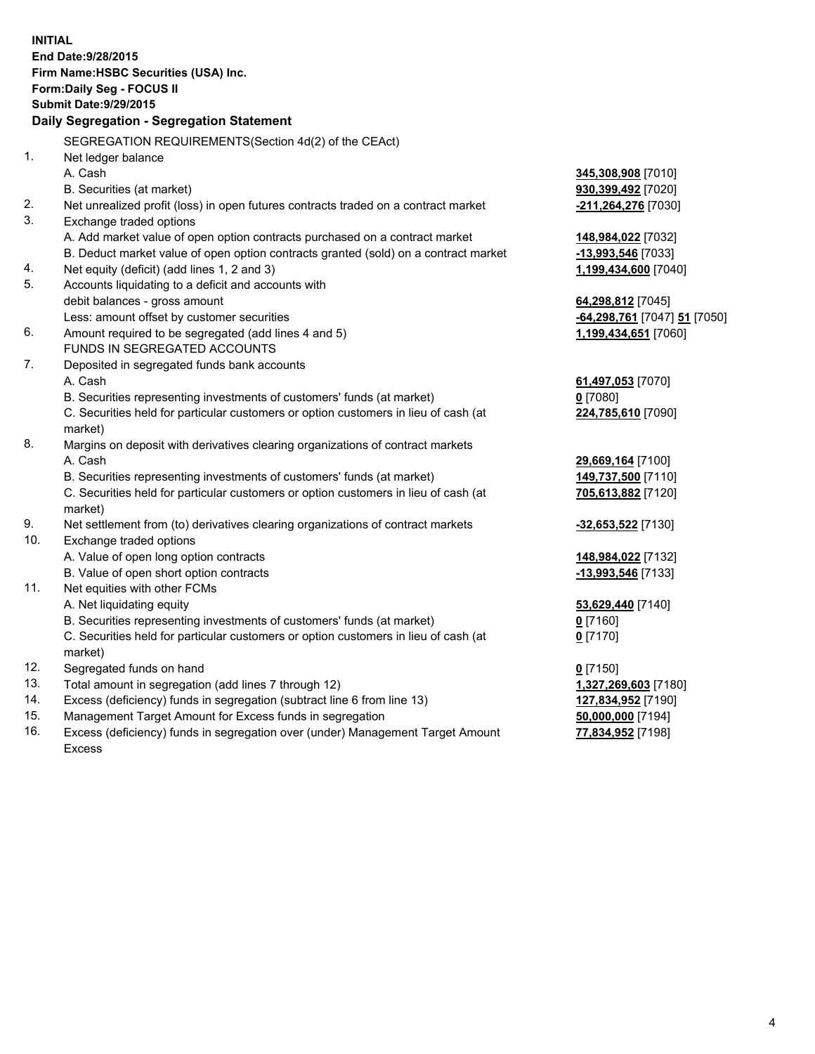**INITIAL**
**End Date:9/28/2015**
**Firm Name:HSBC Securities (USA) Inc.**
**Form:Daily Seg - FOCUS II**
**Submit Date:9/29/2015**

## Daily Segregation - Segregation Statement

SEGREGATION REQUIREMENTS(Section 4d(2) of the CEAct)

| | | |
|---|---|---|
| 1. | Net ledger balance | |
| | A. Cash | **345,308,908** [7010] |
| | B. Securities (at market) | **930,399,492** [7020] |
| 2. | Net unrealized profit (loss) in open futures contracts traded on a contract market | **-211,264,276** [7030] |
| 3. | Exchange traded options | |
| | A. Add market value of open option contracts purchased on a contract market | **148,984,022** [7032] |
| | B. Deduct market value of open option contracts granted (sold) on a contract market | **-13,993,546** [7033] |
| 4. | Net equity (deficit) (add lines 1, 2 and 3) | **1,199,434,600** [7040] |
| 5. | Accounts liquidating to a deficit and accounts with debit balances - gross amount | **64,298,812** [7045] |
| | Less: amount offset by customer securities | **-64,298,761** [7047] **51** [7050] |
| 6. | Amount required to be segregated (add lines 4 and 5) | **1,199,434,651** [7060] |
| | FUNDS IN SEGREGATED ACCOUNTS | |
| 7. | Deposited in segregated funds bank accounts | |
| | A. Cash | **61,497,053** [7070] |
| | B. Securities representing investments of customers' funds (at market) | **0** [7080] |
| | C. Securities held for particular customers or option customers in lieu of cash (at market) | **224,785,610** [7090] |
| 8. | Margins on deposit with derivatives clearing organizations of contract markets | |
| | A. Cash | **29,669,164** [7100] |
| | B. Securities representing investments of customers' funds (at market) | **149,737,500** [7110] |
| | C. Securities held for particular customers or option customers in lieu of cash (at market) | **705,613,882** [7120] |
| 9. | Net settlement from (to) derivatives clearing organizations of contract markets | **-32,653,522** [7130] |
| 10. | Exchange traded options | |
| | A. Value of open long option contracts | **148,984,022** [7132] |
| | B. Value of open short option contracts | **-13,993,546** [7133] |
| 11. | Net equities with other FCMs | |
| | A. Net liquidating equity | **53,629,440** [7140] |
| | B. Securities representing investments of customers' funds (at market) | **0** [7160] |
| | C. Securities held for particular customers or option customers in lieu of cash (at market) | **0** [7170] |
| 12. | Segregated funds on hand | **0** [7150] |
| 13. | Total amount in segregation (add lines 7 through 12) | **1,327,269,603** [7180] |
| 14. | Excess (deficiency) funds in segregation (subtract line 6 from line 13) | **127,834,952** [7190] |
| 15. | Management Target Amount for Excess funds in segregation | **50,000,000** [7194] |
| 16. | Excess (deficiency) funds in segregation over (under) Management Target Amount Excess | **77,834,952** [7198] |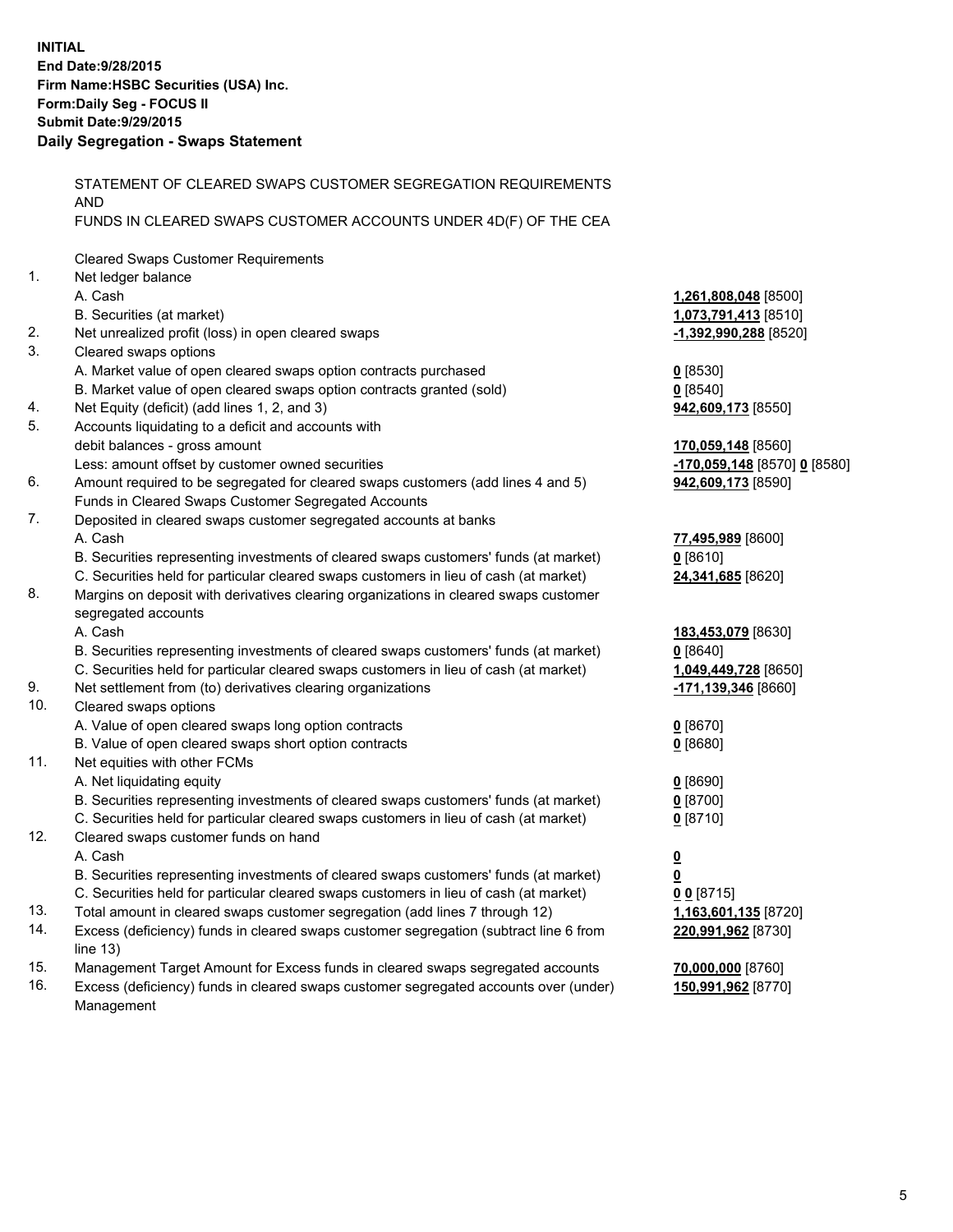**INITIAL**
**End Date:9/28/2015**
**Firm Name:HSBC Securities (USA) Inc.**
**Form:Daily Seg - FOCUS II**
**Submit Date:9/29/2015**
**Daily Segregation - Swaps Statement**

STATEMENT OF CLEARED SWAPS CUSTOMER SEGREGATION REQUIREMENTS AND FUNDS IN CLEARED SWAPS CUSTOMER ACCOUNTS UNDER 4D(F) OF THE CEA

| | | |
|---|---|---|
| | Cleared Swaps Customer Requirements | |
| 1. | Net ledger balance | |
| | A. Cash | **1,261,808,048** [8500] |
| | B. Securities (at market) | **1,073,791,413** [8510] |
| 2. | Net unrealized profit (loss) in open cleared swaps | **-1,392,990,288** [8520] |
| 3. | Cleared swaps options | |
| | A. Market value of open cleared swaps option contracts purchased | **0** [8530] |
| | B. Market value of open cleared swaps option contracts granted (sold) | **0** [8540] |
| 4. | Net Equity (deficit) (add lines 1, 2, and 3) | **942,609,173** [8550] |
| 5. | Accounts liquidating to a deficit and accounts with debit balances - gross amount | **170,059,148** [8560] |
| | Less: amount offset by customer owned securities | **-170,059,148** [8570] **0** [8580] |
| 6. | Amount required to be segregated for cleared swaps customers (add lines 4 and 5) | **942,609,173** [8590] |
| | Funds in Cleared Swaps Customer Segregated Accounts | |
| 7. | Deposited in cleared swaps customer segregated accounts at banks | |
| | A. Cash | **77,495,989** [8600] |
| | B. Securities representing investments of cleared swaps customers' funds (at market) | **0** [8610] |
| | C. Securities held for particular cleared swaps customers in lieu of cash (at market) | **24,341,685** [8620] |
| 8. | Margins on deposit with derivatives clearing organizations in cleared swaps customer segregated accounts | |
| | A. Cash | **183,453,079** [8630] |
| | B. Securities representing investments of cleared swaps customers' funds (at market) | **0** [8640] |
| | C. Securities held for particular cleared swaps customers in lieu of cash (at market) | **1,049,449,728** [8650] |
| 9. | Net settlement from (to) derivatives clearing organizations | **-171,139,346** [8660] |
| 10. | Cleared swaps options | |
| | A. Value of open cleared swaps long option contracts | **0** [8670] |
| | B. Value of open cleared swaps short option contracts | **0** [8680] |
| 11. | Net equities with other FCMs | |
| | A. Net liquidating equity | **0** [8690] |
| | B. Securities representing investments of cleared swaps customers' funds (at market) | **0** [8700] |
| | C. Securities held for particular cleared swaps customers in lieu of cash (at market) | **0** [8710] |
| 12. | Cleared swaps customer funds on hand | |
| | A. Cash | **0** |
| | B. Securities representing investments of cleared swaps customers' funds (at market) | **0** |
| | C. Securities held for particular cleared swaps customers in lieu of cash (at market) | **0** **0** [8715] |
| 13. | Total amount in cleared swaps customer segregation (add lines 7 through 12) | **1,163,601,135** [8720] |
| 14. | Excess (deficiency) funds in cleared swaps customer segregation (subtract line 6 from line 13) | **220,991,962** [8730] |
| 15. | Management Target Amount for Excess funds in cleared swaps segregated accounts | **70,000,000** [8760] |
| 16. | Excess (deficiency) funds in cleared swaps customer segregated accounts over (under) Management | **150,991,962** [8770] |